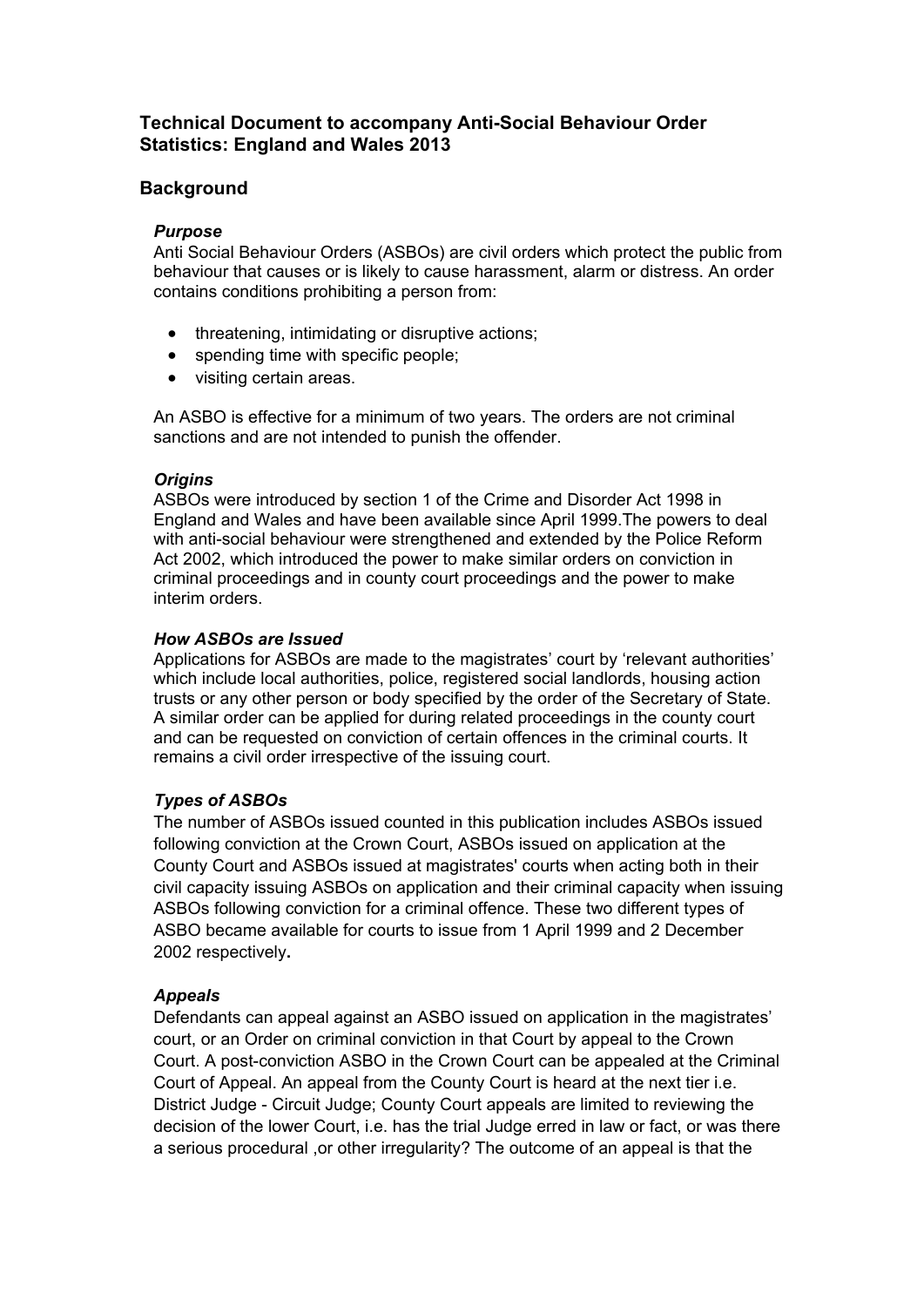## Technical Document to accompany Anti-Social Behaviour Order Statistics: England and Wales 2013

### Background

#### *Purpose*

Anti Social Behaviour Orders (ASBOs) are civil orders which protect the public from behaviour that causes or is likely to cause harassment, alarm or distress. An order contains conditions prohibiting a person from:

- threatening, intimidating or disruptive actions;
- spending time with specific people;
- visiting certain areas.

An ASBO is effective for a minimum of two years. The orders are not criminal sanctions and are not intended to punish the offender.

#### *Origins*

ASBOs were introduced by section 1 of the Crime and Disorder Act 1998 in England and Wales and have been available since April 1999.The powers to deal with anti-social behaviour were strengthened and extended by the Police Reform Act 2002, which introduced the power to make similar orders on conviction in criminal proceedings and in county court proceedings and the power to make interim orders.

#### *How ASBOs are Issued*

Applications for ASBOs are made to the magistrates' court by 'relevant authorities' which include local authorities, police, registered social landlords, housing action trusts or any other person or body specified by the order of the Secretary of State. A similar order can be applied for during related proceedings in the county court and can be requested on conviction of certain offences in the criminal courts. It remains a civil order irrespective of the issuing court.

#### *Types of ASBOs*

The number of ASBOs issued counted in this publication includes ASBOs issued following conviction at the Crown Court, ASBOs issued on application at the County Court and ASBOs issued at magistrates' courts when acting both in their civil capacity issuing ASBOs on application and their criminal capacity when issuing ASBOs following conviction for a criminal offence. These two different types of ASBO became available for courts to issue from 1 April 1999 and 2 December 2002 respectively**.**

#### *Appeals*

Defendants can appeal against an ASBO issued on application in the magistrates' court, or an Order on criminal conviction in that Court by appeal to the Crown Court. A post-conviction ASBO in the Crown Court can be appealed at the Criminal Court of Appeal. An appeal from the County Court is heard at the next tier i.e. District Judge - Circuit Judge; County Court appeals are limited to reviewing the decision of the lower Court, i.e. has the trial Judge erred in law or fact, or was there a serious procedural ,or other irregularity? The outcome of an appeal is that the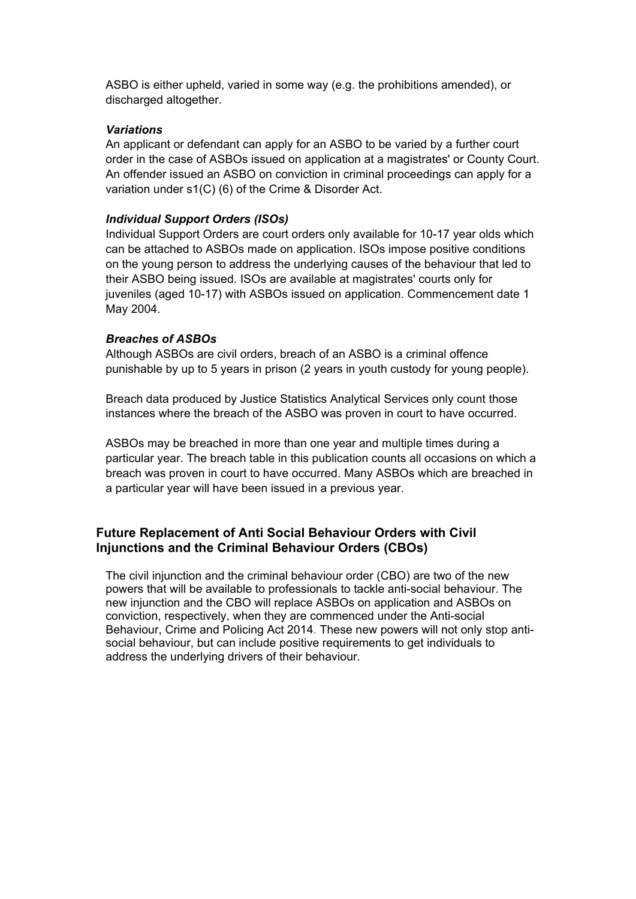ASBO is either upheld, varied in some way (e.g. the prohibitions amended), or discharged altogether.

***Variations***

An applicant or defendant can apply for an ASBO to be varied by a further court order in the case of ASBOs issued on application at a magistrates' or County Court. An offender issued an ASBO on conviction in criminal proceedings can apply for a variation under s1(C) (6) of the Crime & Disorder Act.

***Individual Support Orders (ISOs)***

Individual Support Orders are court orders only available for 10-17 year olds which can be attached to ASBOs made on application. ISOs impose positive conditions on the young person to address the underlying causes of the behaviour that led to their ASBO being issued. ISOs are available at magistrates' courts only for juveniles (aged 10-17) with ASBOs issued on application. Commencement date 1 May 2004.

***Breaches of ASBOs***

Although ASBOs are civil orders, breach of an ASBO is a criminal offence punishable by up to 5 years in prison (2 years in youth custody for young people).

Breach data produced by Justice Statistics Analytical Services only count those instances where the breach of the ASBO was proven in court to have occurred.

ASBOs may be breached in more than one year and multiple times during a particular year. The breach table in this publication counts all occasions on which a breach was proven in court to have occurred. Many ASBOs which are breached in a particular year will have been issued in a previous year.

## Future Replacement of Anti Social Behaviour Orders with Civil Injunctions and the Criminal Behaviour Orders (CBOs)

The civil injunction and the criminal behaviour order (CBO) are two of the new powers that will be available to professionals to tackle anti-social behaviour. The new injunction and the CBO will replace ASBOs on application and ASBOs on conviction, respectively, when they are commenced under the Anti-social Behaviour, Crime and Policing Act 2014. These new powers will not only stop anti-social behaviour, but can include positive requirements to get individuals to address the underlying drivers of their behaviour.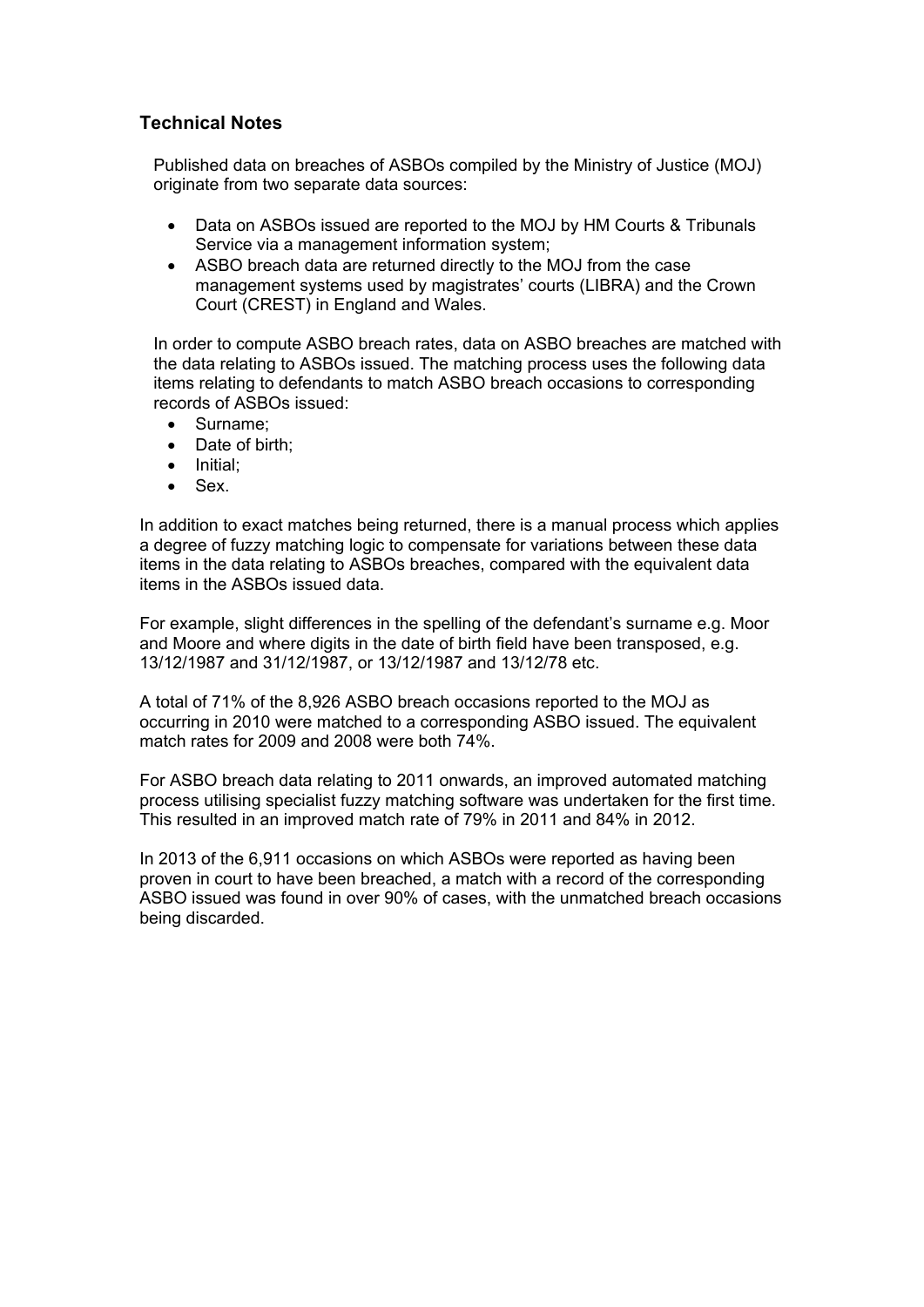### Technical Notes

Published data on breaches of ASBOs compiled by the Ministry of Justice (MOJ) originate from two separate data sources:

- Data on ASBOs issued are reported to the MOJ by HM Courts & Tribunals Service via a management information system;
- ASBO breach data are returned directly to the MOJ from the case management systems used by magistrates' courts (LIBRA) and the Crown Court (CREST) in England and Wales.

In order to compute ASBO breach rates, data on ASBO breaches are matched with the data relating to ASBOs issued. The matching process uses the following data items relating to defendants to match ASBO breach occasions to corresponding records of ASBOs issued:

- Surname;
- Date of birth;
- Initial;
- Sex.

In addition to exact matches being returned, there is a manual process which applies a degree of fuzzy matching logic to compensate for variations between these data items in the data relating to ASBOs breaches, compared with the equivalent data items in the ASBOs issued data.

For example, slight differences in the spelling of the defendant's surname e.g. Moor and Moore and where digits in the date of birth field have been transposed, e.g. 13/12/1987 and 31/12/1987, or 13/12/1987 and 13/12/78 etc.

A total of 71% of the 8,926 ASBO breach occasions reported to the MOJ as occurring in 2010 were matched to a corresponding ASBO issued. The equivalent match rates for 2009 and 2008 were both 74%.

For ASBO breach data relating to 2011 onwards, an improved automated matching process utilising specialist fuzzy matching software was undertaken for the first time. This resulted in an improved match rate of 79% in 2011 and 84% in 2012.

In 2013 of the 6,911 occasions on which ASBOs were reported as having been proven in court to have been breached, a match with a record of the corresponding ASBO issued was found in over 90% of cases, with the unmatched breach occasions being discarded.